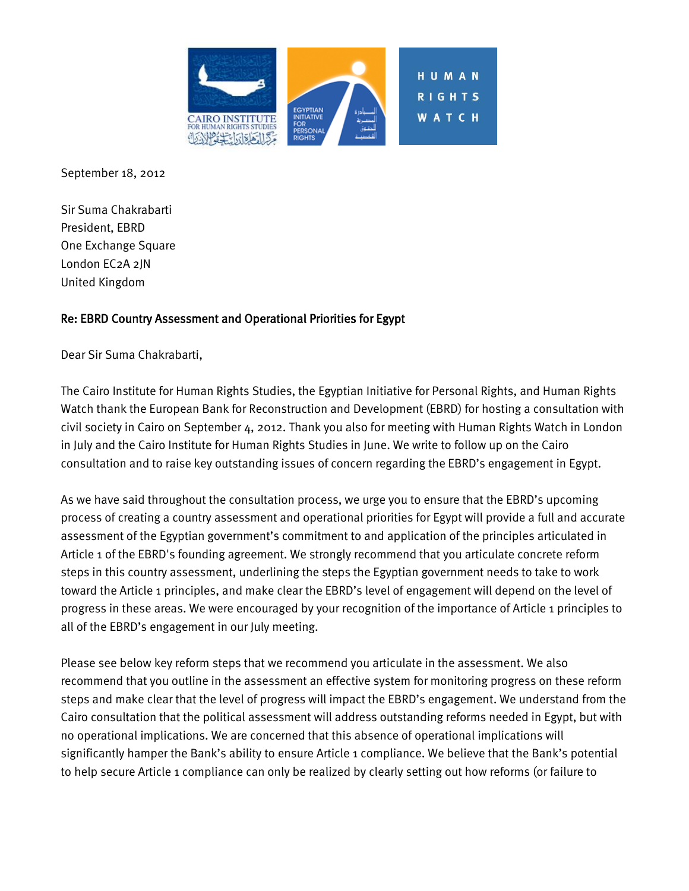September 18, 2012

Sir Suma Chakrabarti
President, EBRD
One Exchange Square
London EC2A 2JN
United Kingdom

Re: EBRD Country Assessment and Operational Priorities for Egypt

Dear Sir Suma Chakrabarti,

The Cairo Institute for Human Rights Studies, the Egyptian Initiative for Personal Rights, and Human Rights Watch thank the European Bank for Reconstruction and Development (EBRD) for hosting a consultation with civil society in Cairo on September 4, 2012. Thank you also for meeting with Human Rights Watch in London in July and the Cairo Institute for Human Rights Studies in June. We write to follow up on the Cairo consultation and to raise key outstanding issues of concern regarding the EBRD's engagement in Egypt.

As we have said throughout the consultation process, we urge you to ensure that the EBRD's upcoming process of creating a country assessment and operational priorities for Egypt will provide a full and accurate assessment of the Egyptian government's commitment to and application of the principles articulated in Article 1 of the EBRD's founding agreement. We strongly recommend that you articulate concrete reform steps in this country assessment, underlining the steps the Egyptian government needs to take to work toward the Article 1 principles, and make clear the EBRD's level of engagement will depend on the level of progress in these areas. We were encouraged by your recognition of the importance of Article 1 principles to all of the EBRD's engagement in our July meeting.

Please see below key reform steps that we recommend you articulate in the assessment. We also recommend that you outline in the assessment an effective system for monitoring progress on these reform steps and make clear that the level of progress will impact the EBRD's engagement. We understand from the Cairo consultation that the political assessment will address outstanding reforms needed in Egypt, but with no operational implications. We are concerned that this absence of operational implications will significantly hamper the Bank's ability to ensure Article 1 compliance. We believe that the Bank's potential to help secure Article 1 compliance can only be realized by clearly setting out how reforms (or failure to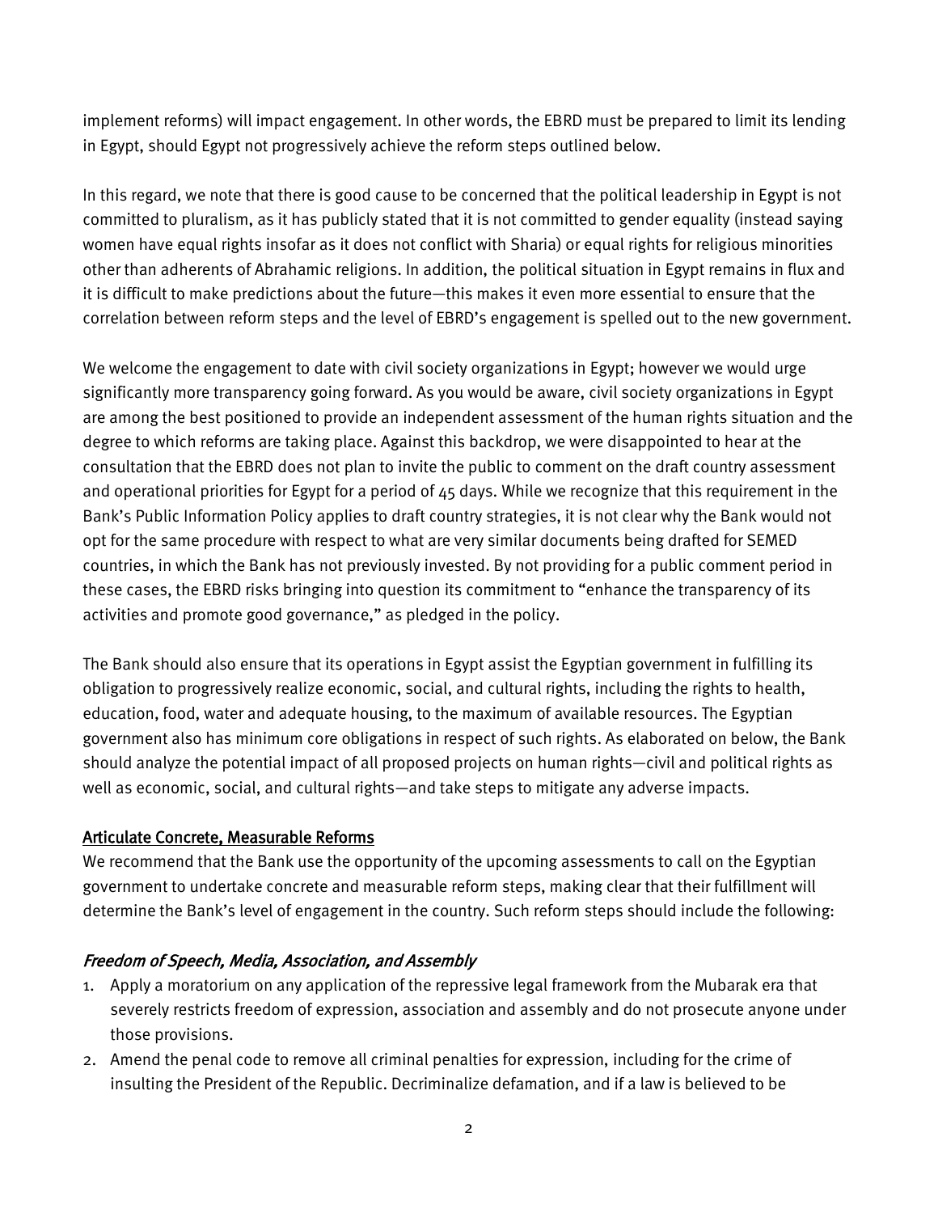implement reforms) will impact engagement. In other words, the EBRD must be prepared to limit its lending in Egypt, should Egypt not progressively achieve the reform steps outlined below.

In this regard, we note that there is good cause to be concerned that the political leadership in Egypt is not committed to pluralism, as it has publicly stated that it is not committed to gender equality (instead saying women have equal rights insofar as it does not conflict with Sharia) or equal rights for religious minorities other than adherents of Abrahamic religions. In addition, the political situation in Egypt remains in flux and it is difficult to make predictions about the future—this makes it even more essential to ensure that the correlation between reform steps and the level of EBRD's engagement is spelled out to the new government.

We welcome the engagement to date with civil society organizations in Egypt; however we would urge significantly more transparency going forward. As you would be aware, civil society organizations in Egypt are among the best positioned to provide an independent assessment of the human rights situation and the degree to which reforms are taking place. Against this backdrop, we were disappointed to hear at the consultation that the EBRD does not plan to invite the public to comment on the draft country assessment and operational priorities for Egypt for a period of 45 days. While we recognize that this requirement in the Bank's Public Information Policy applies to draft country strategies, it is not clear why the Bank would not opt for the same procedure with respect to what are very similar documents being drafted for SEMED countries, in which the Bank has not previously invested. By not providing for a public comment period in these cases, the EBRD risks bringing into question its commitment to "enhance the transparency of its activities and promote good governance," as pledged in the policy.

The Bank should also ensure that its operations in Egypt assist the Egyptian government in fulfilling its obligation to progressively realize economic, social, and cultural rights, including the rights to health, education, food, water and adequate housing, to the maximum of available resources. The Egyptian government also has minimum core obligations in respect of such rights. As elaborated on below, the Bank should analyze the potential impact of all proposed projects on human rights—civil and political rights as well as economic, social, and cultural rights—and take steps to mitigate any adverse impacts.

## Articulate Concrete, Measurable Reforms

We recommend that the Bank use the opportunity of the upcoming assessments to call on the Egyptian government to undertake concrete and measurable reform steps, making clear that their fulfillment will determine the Bank's level of engagement in the country. Such reform steps should include the following:

### *Freedom of Speech, Media, Association, and Assembly*

1. Apply a moratorium on any application of the repressive legal framework from the Mubarak era that severely restricts freedom of expression, association and assembly and do not prosecute anyone under those provisions.
2. Amend the penal code to remove all criminal penalties for expression, including for the crime of insulting the President of the Republic. Decriminalize defamation, and if a law is believed to be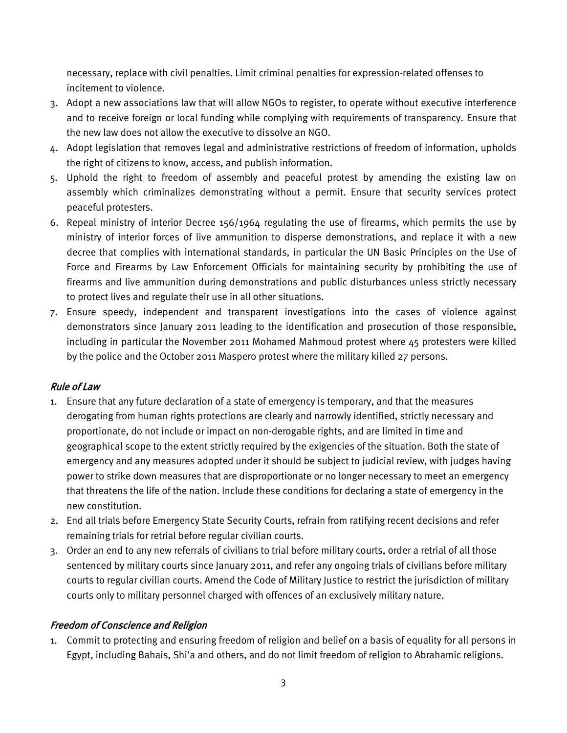necessary, replace with civil penalties. Limit criminal penalties for expression-related offenses to incitement to violence.

3. Adopt a new associations law that will allow NGOs to register, to operate without executive interference and to receive foreign or local funding while complying with requirements of transparency. Ensure that the new law does not allow the executive to dissolve an NGO.
4. Adopt legislation that removes legal and administrative restrictions of freedom of information, upholds the right of citizens to know, access, and publish information.
5. Uphold the right to freedom of assembly and peaceful protest by amending the existing law on assembly which criminalizes demonstrating without a permit. Ensure that security services protect peaceful protesters.
6. Repeal ministry of interior Decree 156/1964 regulating the use of firearms, which permits the use by ministry of interior forces of live ammunition to disperse demonstrations, and replace it with a new decree that complies with international standards, in particular the UN Basic Principles on the Use of Force and Firearms by Law Enforcement Officials for maintaining security by prohibiting the use of firearms and live ammunition during demonstrations and public disturbances unless strictly necessary to protect lives and regulate their use in all other situations.
7. Ensure speedy, independent and transparent investigations into the cases of violence against demonstrators since January 2011 leading to the identification and prosecution of those responsible, including in particular the November 2011 Mohamed Mahmoud protest where 45 protesters were killed by the police and the October 2011 Maspero protest where the military killed 27 persons.

### *Rule of Law*

1. Ensure that any future declaration of a state of emergency is temporary, and that the measures derogating from human rights protections are clearly and narrowly identified, strictly necessary and proportionate, do not include or impact on non-derogable rights, and are limited in time and geographical scope to the extent strictly required by the exigencies of the situation. Both the state of emergency and any measures adopted under it should be subject to judicial review, with judges having power to strike down measures that are disproportionate or no longer necessary to meet an emergency that threatens the life of the nation. Include these conditions for declaring a state of emergency in the new constitution.
2. End all trials before Emergency State Security Courts, refrain from ratifying recent decisions and refer remaining trials for retrial before regular civilian courts.
3. Order an end to any new referrals of civilians to trial before military courts, order a retrial of all those sentenced by military courts since January 2011, and refer any ongoing trials of civilians before military courts to regular civilian courts. Amend the Code of Military Justice to restrict the jurisdiction of military courts only to military personnel charged with offences of an exclusively military nature.

### *Freedom of Conscience and Religion*

1. Commit to protecting and ensuring freedom of religion and belief on a basis of equality for all persons in Egypt, including Bahais, Shi'a and others, and do not limit freedom of religion to Abrahamic religions.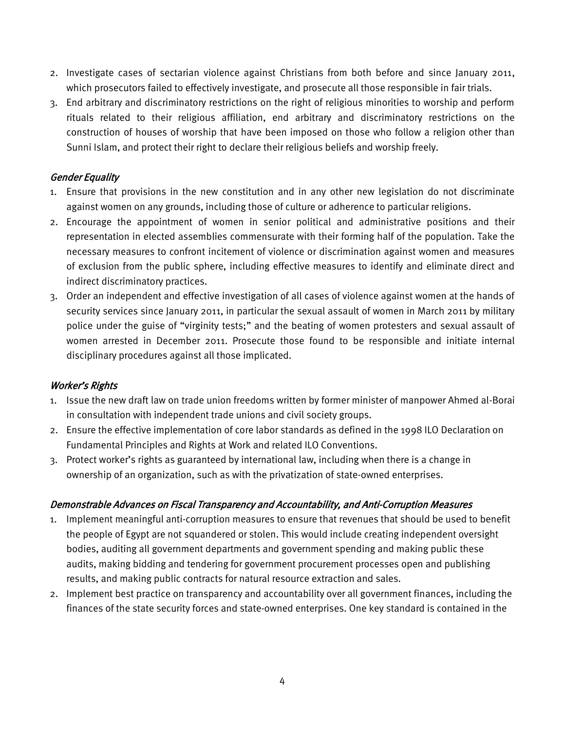2. Investigate cases of sectarian violence against Christians from both before and since January 2011, which prosecutors failed to effectively investigate, and prosecute all those responsible in fair trials.
3. End arbitrary and discriminatory restrictions on the right of religious minorities to worship and perform rituals related to their religious affiliation, end arbitrary and discriminatory restrictions on the construction of houses of worship that have been imposed on those who follow a religion other than Sunni Islam, and protect their right to declare their religious beliefs and worship freely.

*Gender Equality*

1. Ensure that provisions in the new constitution and in any other new legislation do not discriminate against women on any grounds, including those of culture or adherence to particular religions.
2. Encourage the appointment of women in senior political and administrative positions and their representation in elected assemblies commensurate with their forming half of the population. Take the necessary measures to confront incitement of violence or discrimination against women and measures of exclusion from the public sphere, including effective measures to identify and eliminate direct and indirect discriminatory practices.
3. Order an independent and effective investigation of all cases of violence against women at the hands of security services since January 2011, in particular the sexual assault of women in March 2011 by military police under the guise of "virginity tests;" and the beating of women protesters and sexual assault of women arrested in December 2011. Prosecute those found to be responsible and initiate internal disciplinary procedures against all those implicated.

*Worker's Rights*

1. Issue the new draft law on trade union freedoms written by former minister of manpower Ahmed al-Borai in consultation with independent trade unions and civil society groups.
2. Ensure the effective implementation of core labor standards as defined in the 1998 ILO Declaration on Fundamental Principles and Rights at Work and related ILO Conventions.
3. Protect worker's rights as guaranteed by international law, including when there is a change in ownership of an organization, such as with the privatization of state-owned enterprises.

*Demonstrable Advances on Fiscal Transparency and Accountability, and Anti-Corruption Measures*

1. Implement meaningful anti-corruption measures to ensure that revenues that should be used to benefit the people of Egypt are not squandered or stolen. This would include creating independent oversight bodies, auditing all government departments and government spending and making public these audits, making bidding and tendering for government procurement processes open and publishing results, and making public contracts for natural resource extraction and sales.
2. Implement best practice on transparency and accountability over all government finances, including the finances of the state security forces and state-owned enterprises. One key standard is contained in the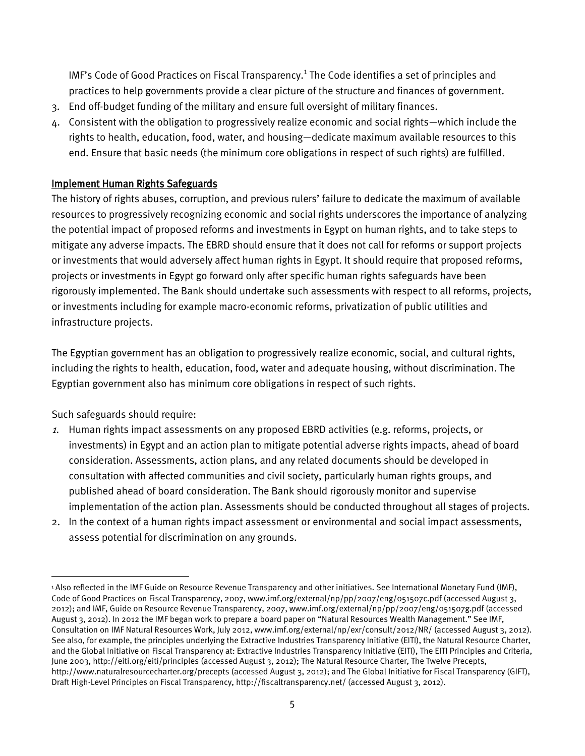IMF's Code of Good Practices on Fiscal Transparency.[1] The Code identifies a set of principles and practices to help governments provide a clear picture of the structure and finances of government.

3. End off-budget funding of the military and ensure full oversight of military finances.
4. Consistent with the obligation to progressively realize economic and social rights—which include the rights to health, education, food, water, and housing—dedicate maximum available resources to this end. Ensure that basic needs (the minimum core obligations in respect of such rights) are fulfilled.

## Implement Human Rights Safeguards

The history of rights abuses, corruption, and previous rulers' failure to dedicate the maximum of available resources to progressively recognizing economic and social rights underscores the importance of analyzing the potential impact of proposed reforms and investments in Egypt on human rights, and to take steps to mitigate any adverse impacts. The EBRD should ensure that it does not call for reforms or support projects or investments that would adversely affect human rights in Egypt. It should require that proposed reforms, projects or investments in Egypt go forward only after specific human rights safeguards have been rigorously implemented. The Bank should undertake such assessments with respect to all reforms, projects, or investments including for example macro-economic reforms, privatization of public utilities and infrastructure projects.

The Egyptian government has an obligation to progressively realize economic, social, and cultural rights, including the rights to health, education, food, water and adequate housing, without discrimination. The Egyptian government also has minimum core obligations in respect of such rights.

Such safeguards should require:

1. Human rights impact assessments on any proposed EBRD activities (e.g. reforms, projects, or investments) in Egypt and an action plan to mitigate potential adverse rights impacts, ahead of board consideration. Assessments, action plans, and any related documents should be developed in consultation with affected communities and civil society, particularly human rights groups, and published ahead of board consideration. The Bank should rigorously monitor and supervise implementation of the action plan. Assessments should be conducted throughout all stages of projects.
2. In the context of a human rights impact assessment or environmental and social impact assessments, assess potential for discrimination on any grounds.

---

[1] Also reflected in the IMF Guide on Resource Revenue Transparency and other initiatives. See International Monetary Fund (IMF), Code of Good Practices on Fiscal Transparency, 2007, www.imf.org/external/np/pp/2007/eng/051507c.pdf (accessed August 3, 2012); and IMF, Guide on Resource Revenue Transparency, 2007, www.imf.org/external/np/pp/2007/eng/051507g.pdf (accessed August 3, 2012). In 2012 the IMF began work to prepare a board paper on "Natural Resources Wealth Management." See IMF, Consultation on IMF Natural Resources Work, July 2012, www.imf.org/external/np/exr/consult/2012/NR/ (accessed August 3, 2012). See also, for example, the principles underlying the Extractive Industries Transparency Initiative (EITI), the Natural Resource Charter, and the Global Initiative on Fiscal Transparency at: Extractive Industries Transparency Initiative (EITI), The EITI Principles and Criteria, June 2003, http://eiti.org/eiti/principles (accessed August 3, 2012); The Natural Resource Charter, The Twelve Precepts, http://www.naturalresourcecharter.org/precepts (accessed August 3, 2012); and The Global Initiative for Fiscal Transparency (GIFT), Draft High-Level Principles on Fiscal Transparency, http://fiscaltransparency.net/ (accessed August 3, 2012).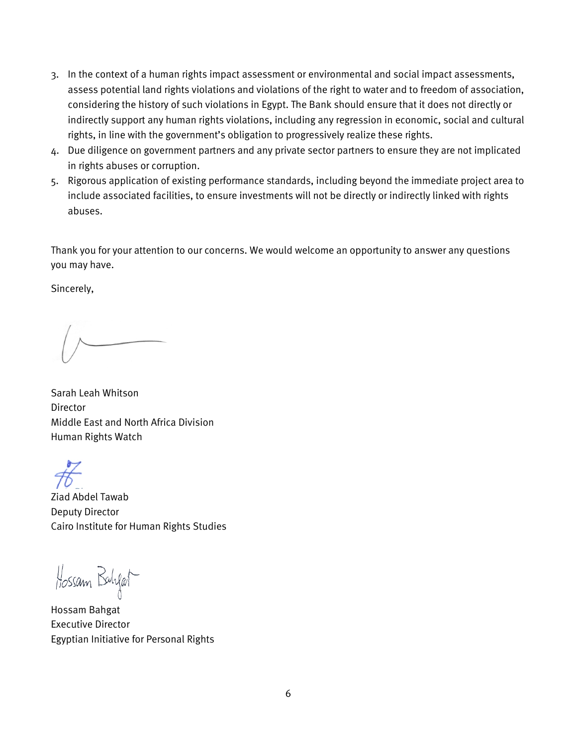3. In the context of a human rights impact assessment or environmental and social impact assessments, assess potential land rights violations and violations of the right to water and to freedom of association, considering the history of such violations in Egypt. The Bank should ensure that it does not directly or indirectly support any human rights violations, including any regression in economic, social and cultural rights, in line with the government's obligation to progressively realize these rights.
4. Due diligence on government partners and any private sector partners to ensure they are not implicated in rights abuses or corruption.
5. Rigorous application of existing performance standards, including beyond the immediate project area to include associated facilities, to ensure investments will not be directly or indirectly linked with rights abuses.

Thank you for your attention to our concerns. We would welcome an opportunity to answer any questions you may have.

Sincerely,

Sarah Leah Whitson
Director
Middle East and North Africa Division
Human Rights Watch

Ziad Abdel Tawab
Deputy Director
Cairo Institute for Human Rights Studies

Hossam Bahgat
Executive Director
Egyptian Initiative for Personal Rights